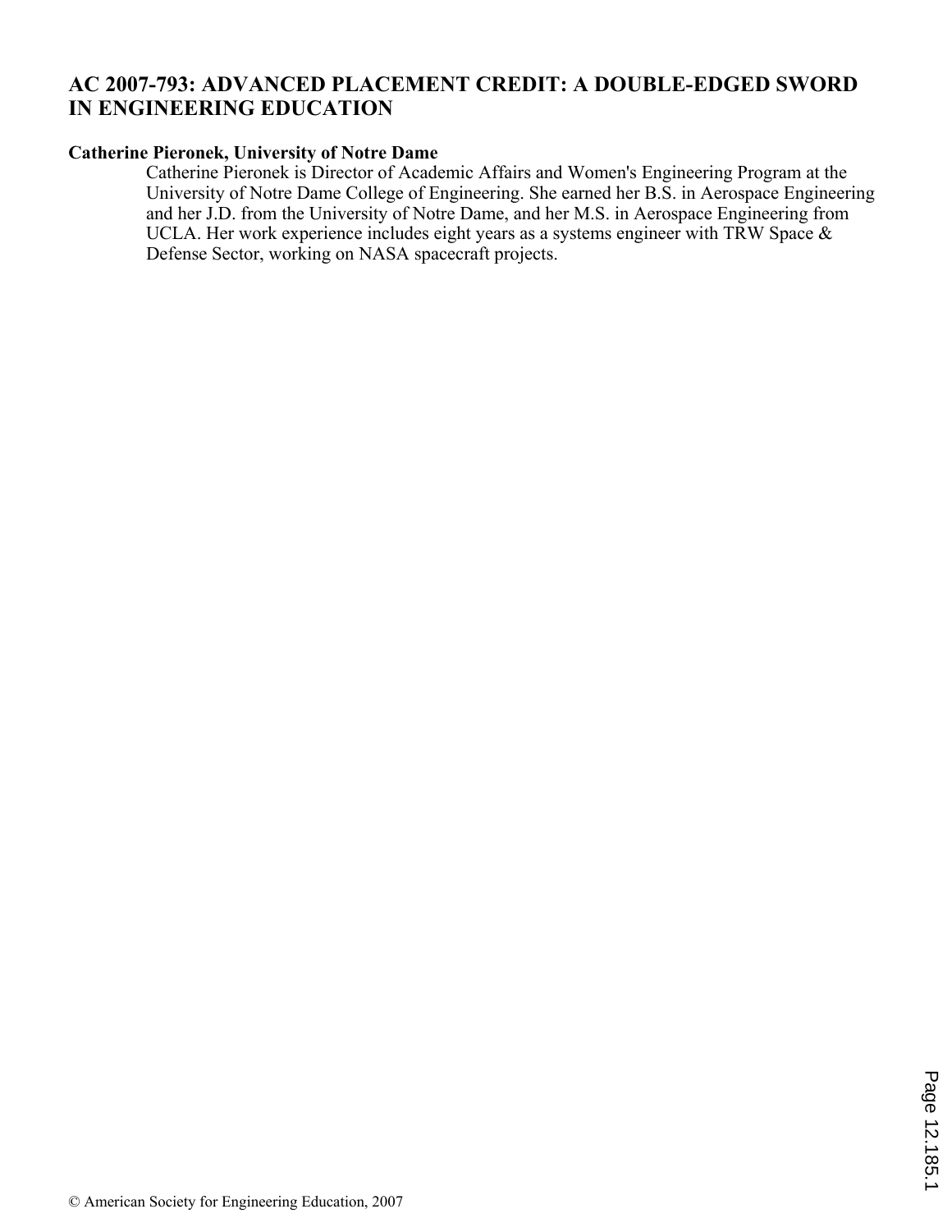# AC 2007-793: ADVANCED PLACEMENT CREDIT: A DOUBLE-EDGED SWORD IN ENGINEERING EDUCATION

**Catherine Pieronek, University of Notre Dame**

Catherine Pieronek is Director of Academic Affairs and Women's Engineering Program at the University of Notre Dame College of Engineering. She earned her B.S. in Aerospace Engineering and her J.D. from the University of Notre Dame, and her M.S. in Aerospace Engineering from UCLA. Her work experience includes eight years as a systems engineer with TRW Space & Defense Sector, working on NASA spacecraft projects.

© American Society for Engineering Education, 2007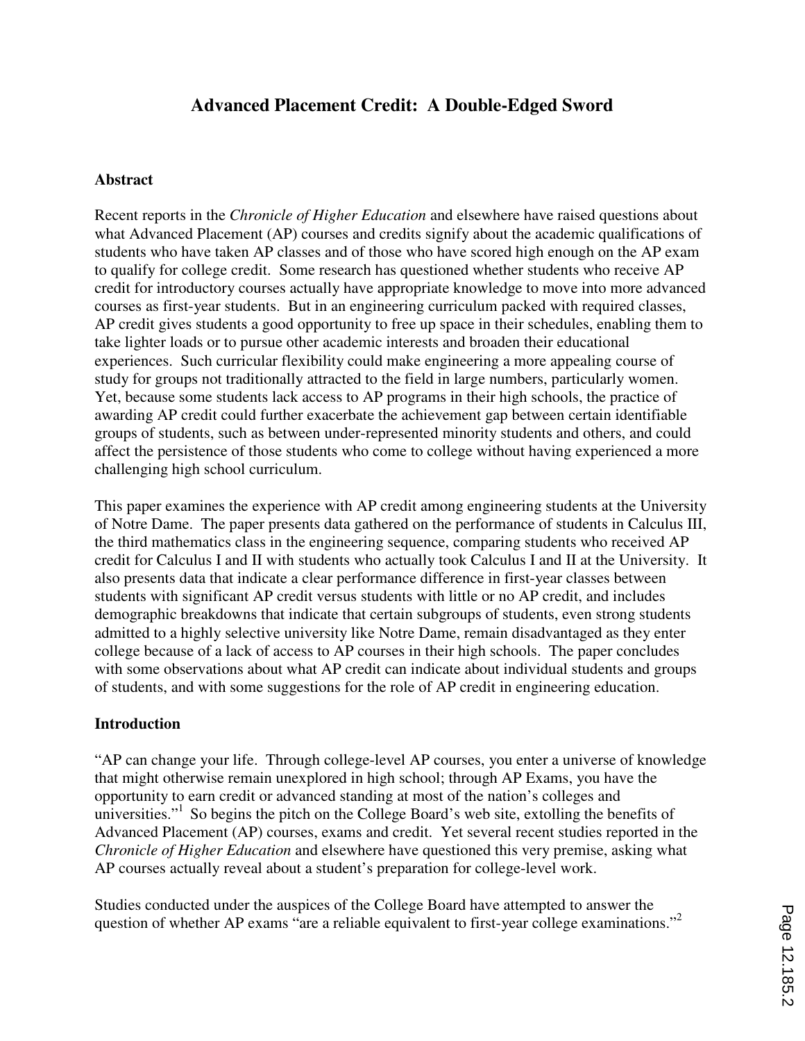# Advanced Placement Credit: A Double-Edged Sword

## Abstract

Recent reports in the *Chronicle of Higher Education* and elsewhere have raised questions about what Advanced Placement (AP) courses and credits signify about the academic qualifications of students who have taken AP classes and of those who have scored high enough on the AP exam to qualify for college credit. Some research has questioned whether students who receive AP credit for introductory courses actually have appropriate knowledge to move into more advanced courses as first-year students. But in an engineering curriculum packed with required classes, AP credit gives students a good opportunity to free up space in their schedules, enabling them to take lighter loads or to pursue other academic interests and broaden their educational experiences. Such curricular flexibility could make engineering a more appealing course of study for groups not traditionally attracted to the field in large numbers, particularly women. Yet, because some students lack access to AP programs in their high schools, the practice of awarding AP credit could further exacerbate the achievement gap between certain identifiable groups of students, such as between under-represented minority students and others, and could affect the persistence of those students who come to college without having experienced a more challenging high school curriculum.

This paper examines the experience with AP credit among engineering students at the University of Notre Dame. The paper presents data gathered on the performance of students in Calculus III, the third mathematics class in the engineering sequence, comparing students who received AP credit for Calculus I and II with students who actually took Calculus I and II at the University. It also presents data that indicate a clear performance difference in first-year classes between students with significant AP credit versus students with little or no AP credit, and includes demographic breakdowns that indicate that certain subgroups of students, even strong students admitted to a highly selective university like Notre Dame, remain disadvantaged as they enter college because of a lack of access to AP courses in their high schools. The paper concludes with some observations about what AP credit can indicate about individual students and groups of students, and with some suggestions for the role of AP credit in engineering education.

## Introduction

"AP can change your life. Through college-level AP courses, you enter a universe of knowledge that might otherwise remain unexplored in high school; through AP Exams, you have the opportunity to earn credit or advanced standing at most of the nation's colleges and universities."[1] So begins the pitch on the College Board's web site, extolling the benefits of Advanced Placement (AP) courses, exams and credit. Yet several recent studies reported in the *Chronicle of Higher Education* and elsewhere have questioned this very premise, asking what AP courses actually reveal about a student's preparation for college-level work.

Studies conducted under the auspices of the College Board have attempted to answer the question of whether AP exams "are a reliable equivalent to first-year college examinations."[2]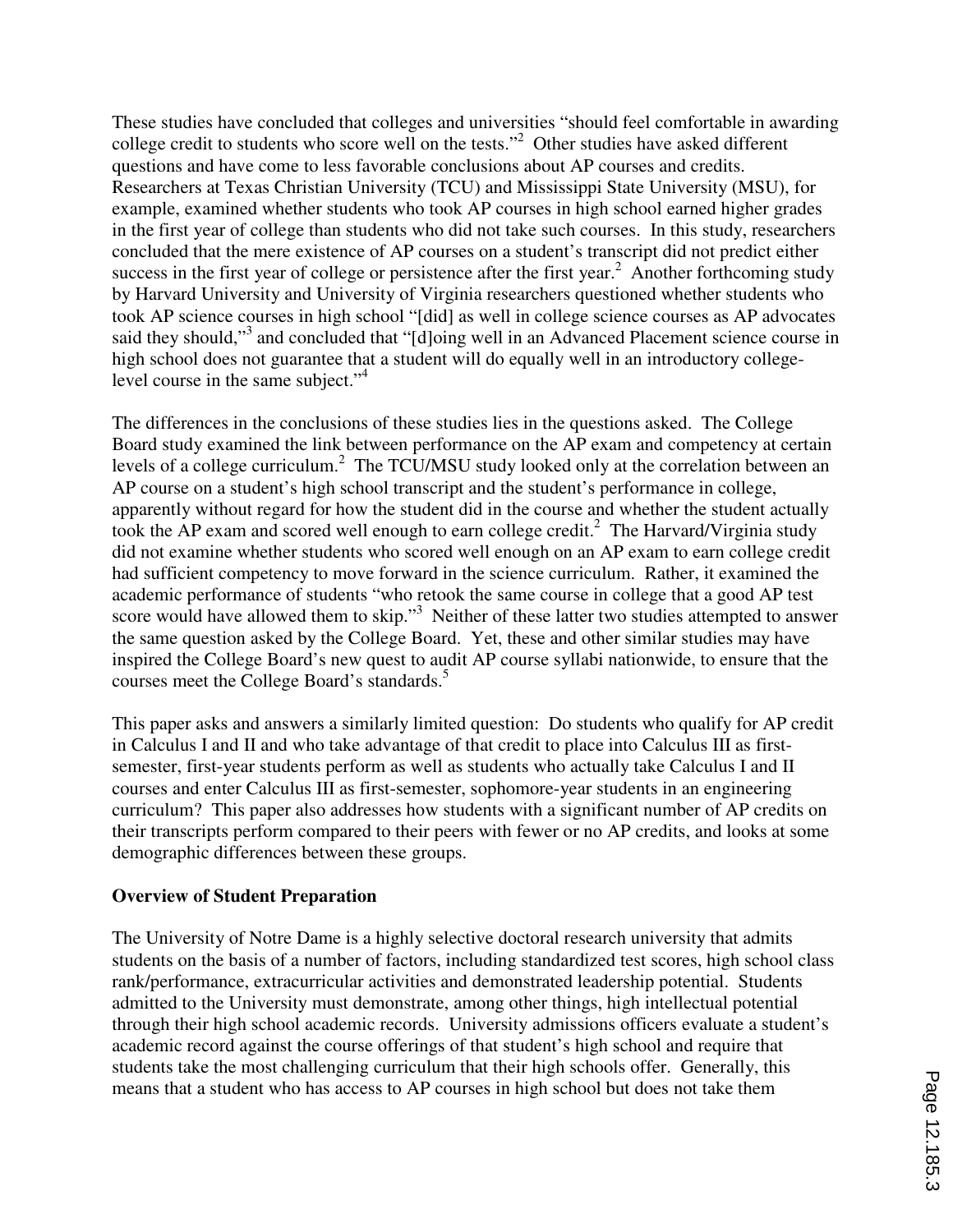These studies have concluded that colleges and universities "should feel comfortable in awarding college credit to students who score well on the tests."[2] Other studies have asked different questions and have come to less favorable conclusions about AP courses and credits. Researchers at Texas Christian University (TCU) and Mississippi State University (MSU), for example, examined whether students who took AP courses in high school earned higher grades in the first year of college than students who did not take such courses. In this study, researchers concluded that the mere existence of AP courses on a student's transcript did not predict either success in the first year of college or persistence after the first year.[2] Another forthcoming study by Harvard University and University of Virginia researchers questioned whether students who took AP science courses in high school "[did] as well in college science courses as AP advocates said they should,"[3] and concluded that "[d]oing well in an Advanced Placement science course in high school does not guarantee that a student will do equally well in an introductory college-level course in the same subject."[4]

The differences in the conclusions of these studies lies in the questions asked. The College Board study examined the link between performance on the AP exam and competency at certain levels of a college curriculum.[2] The TCU/MSU study looked only at the correlation between an AP course on a student's high school transcript and the student's performance in college, apparently without regard for how the student did in the course and whether the student actually took the AP exam and scored well enough to earn college credit.[2] The Harvard/Virginia study did not examine whether students who scored well enough on an AP exam to earn college credit had sufficient competency to move forward in the science curriculum. Rather, it examined the academic performance of students "who retook the same course in college that a good AP test score would have allowed them to skip."[3] Neither of these latter two studies attempted to answer the same question asked by the College Board. Yet, these and other similar studies may have inspired the College Board's new quest to audit AP course syllabi nationwide, to ensure that the courses meet the College Board's standards.[5]

This paper asks and answers a similarly limited question: Do students who qualify for AP credit in Calculus I and II and who take advantage of that credit to place into Calculus III as first-semester, first-year students perform as well as students who actually take Calculus I and II courses and enter Calculus III as first-semester, sophomore-year students in an engineering curriculum? This paper also addresses how students with a significant number of AP credits on their transcripts perform compared to their peers with fewer or no AP credits, and looks at some demographic differences between these groups.

**Overview of Student Preparation**

The University of Notre Dame is a highly selective doctoral research university that admits students on the basis of a number of factors, including standardized test scores, high school class rank/performance, extracurricular activities and demonstrated leadership potential. Students admitted to the University must demonstrate, among other things, high intellectual potential through their high school academic records. University admissions officers evaluate a student's academic record against the course offerings of that student's high school and require that students take the most challenging curriculum that their high schools offer. Generally, this means that a student who has access to AP courses in high school but does not take them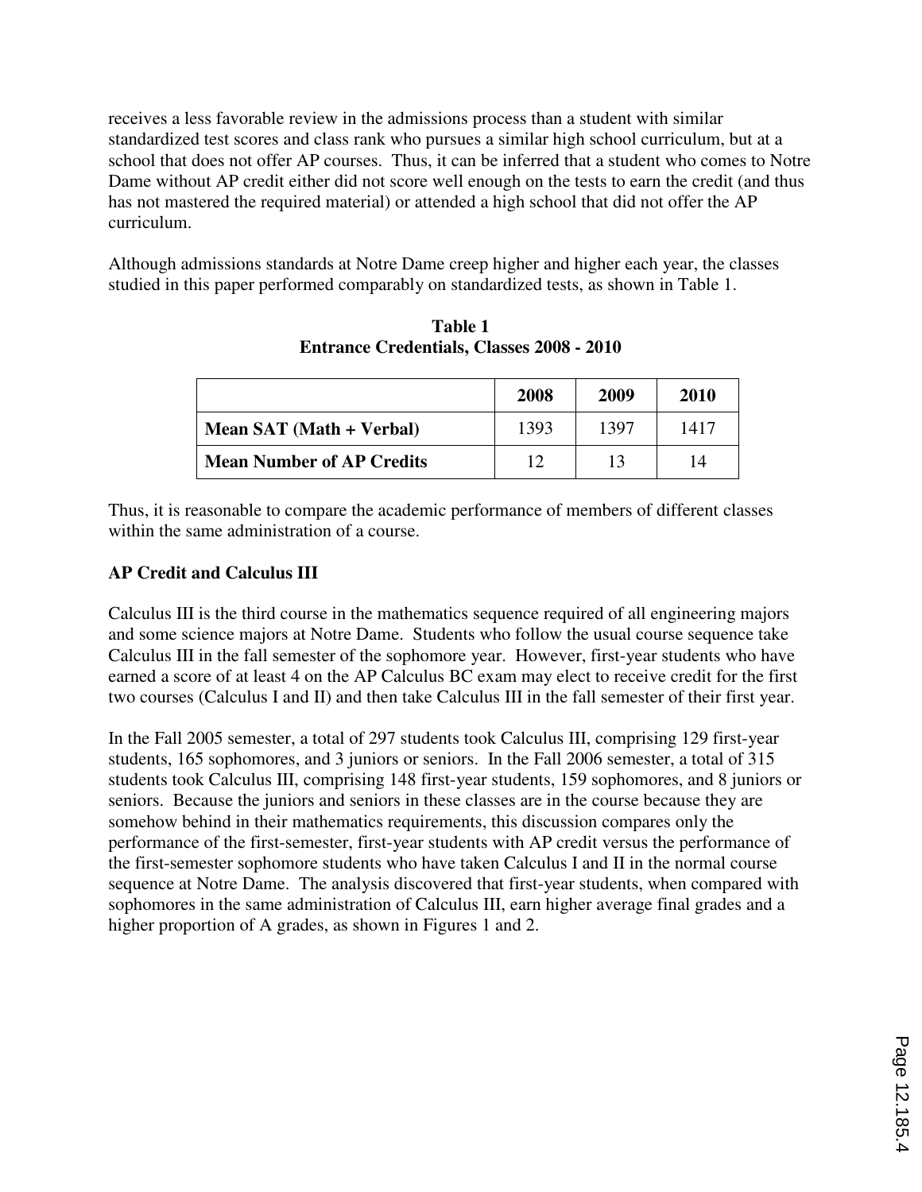receives a less favorable review in the admissions process than a student with similar standardized test scores and class rank who pursues a similar high school curriculum, but at a school that does not offer AP courses. Thus, it can be inferred that a student who comes to Notre Dame without AP credit either did not score well enough on the tests to earn the credit (and thus has not mastered the required material) or attended a high school that did not offer the AP curriculum.

Although admissions standards at Notre Dame creep higher and higher each year, the classes studied in this paper performed comparably on standardized tests, as shown in Table 1.

**Table 1**
**Entrance Credentials, Classes 2008 - 2010**

| | 2008 | 2009 | 2010 |
|---|---|---|---|
| **Mean SAT (Math + Verbal)** | 1393 | 1397 | 1417 |
| **Mean Number of AP Credits** | 12 | 13 | 14 |

Thus, it is reasonable to compare the academic performance of members of different classes within the same administration of a course.

## AP Credit and Calculus III

Calculus III is the third course in the mathematics sequence required of all engineering majors and some science majors at Notre Dame. Students who follow the usual course sequence take Calculus III in the fall semester of the sophomore year. However, first-year students who have earned a score of at least 4 on the AP Calculus BC exam may elect to receive credit for the first two courses (Calculus I and II) and then take Calculus III in the fall semester of their first year.

In the Fall 2005 semester, a total of 297 students took Calculus III, comprising 129 first-year students, 165 sophomores, and 3 juniors or seniors. In the Fall 2006 semester, a total of 315 students took Calculus III, comprising 148 first-year students, 159 sophomores, and 8 juniors or seniors. Because the juniors and seniors in these classes are in the course because they are somehow behind in their mathematics requirements, this discussion compares only the performance of the first-semester, first-year students with AP credit versus the performance of the first-semester sophomore students who have taken Calculus I and II in the normal course sequence at Notre Dame. The analysis discovered that first-year students, when compared with sophomores in the same administration of Calculus III, earn higher average final grades and a higher proportion of A grades, as shown in Figures 1 and 2.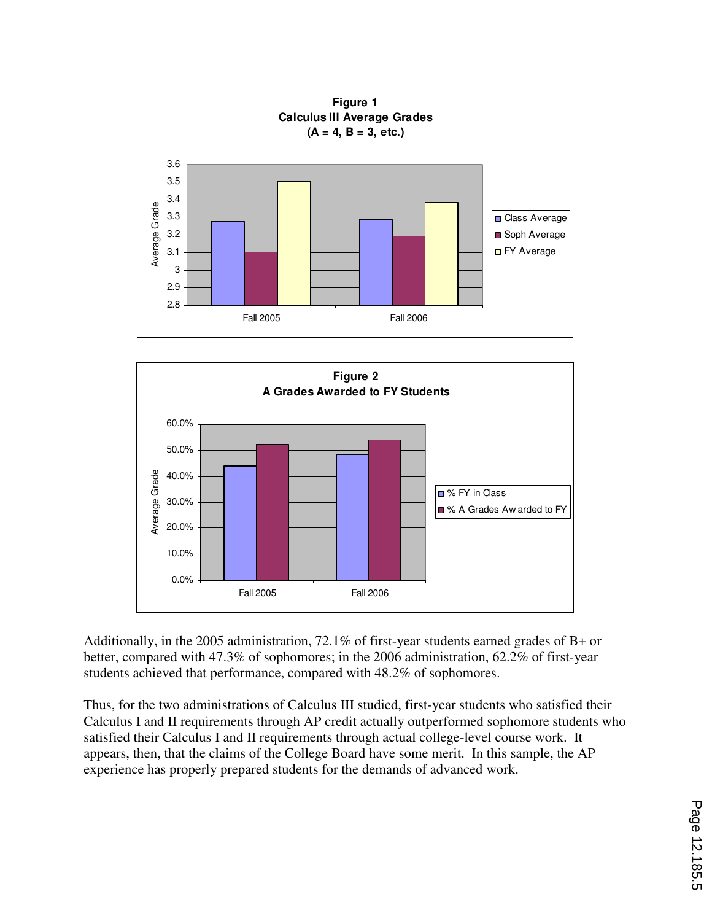**Figure 1**
**Calculus III Average Grades**
**(A = 4, B = 3, etc.)**

**Figure 2**
**A Grades Awarded to FY Students**

Additionally, in the 2005 administration, 72.1% of first-year students earned grades of B+ or better, compared with 47.3% of sophomores; in the 2006 administration, 62.2% of first-year students achieved that performance, compared with 48.2% of sophomores.

Thus, for the two administrations of Calculus III studied, first-year students who satisfied their Calculus I and II requirements through AP credit actually outperformed sophomore students who satisfied their Calculus I and II requirements through actual college-level course work. It appears, then, that the claims of the College Board have some merit. In this sample, the AP experience has properly prepared students for the demands of advanced work.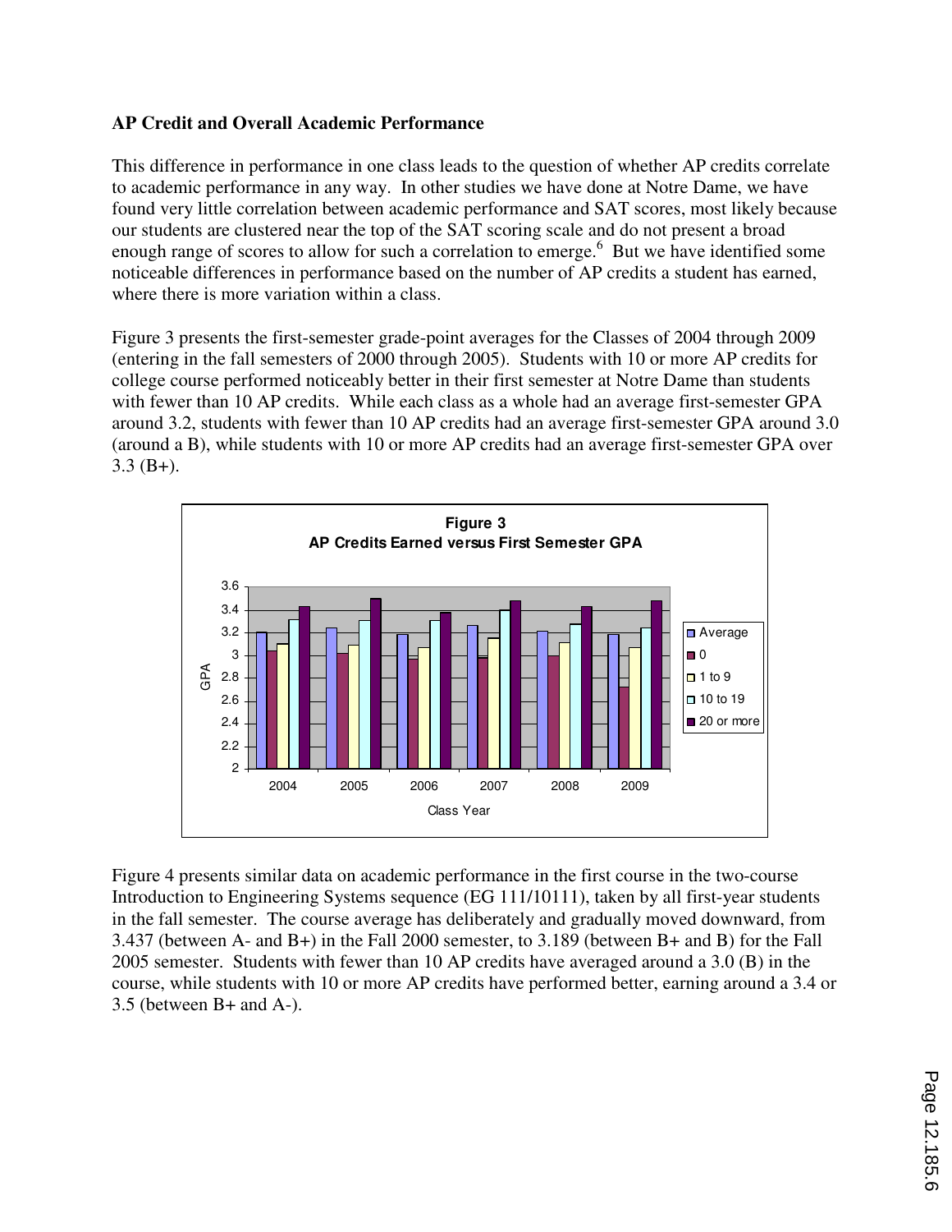### AP Credit and Overall Academic Performance

This difference in performance in one class leads to the question of whether AP credits correlate to academic performance in any way. In other studies we have done at Notre Dame, we have found very little correlation between academic performance and SAT scores, most likely because our students are clustered near the top of the SAT scoring scale and do not present a broad enough range of scores to allow for such a correlation to emerge.[6] But we have identified some noticeable differences in performance based on the number of AP credits a student has earned, where there is more variation within a class.

Figure 3 presents the first-semester grade-point averages for the Classes of 2004 through 2009 (entering in the fall semesters of 2000 through 2005). Students with 10 or more AP credits for college course performed noticeably better in their first semester at Notre Dame than students with fewer than 10 AP credits. While each class as a whole had an average first-semester GPA around 3.2, students with fewer than 10 AP credits had an average first-semester GPA around 3.0 (around a B), while students with 10 or more AP credits had an average first-semester GPA over 3.3 (B+).

**Figure 3**
**AP Credits Earned versus First Semester GPA**

Figure 4 presents similar data on academic performance in the first course in the two-course Introduction to Engineering Systems sequence (EG 111/10111), taken by all first-year students in the fall semester. The course average has deliberately and gradually moved downward, from 3.437 (between A- and B+) in the Fall 2000 semester, to 3.189 (between B+ and B) for the Fall 2005 semester. Students with fewer than 10 AP credits have averaged around a 3.0 (B) in the course, while students with 10 or more AP credits have performed better, earning around a 3.4 or 3.5 (between B+ and A-).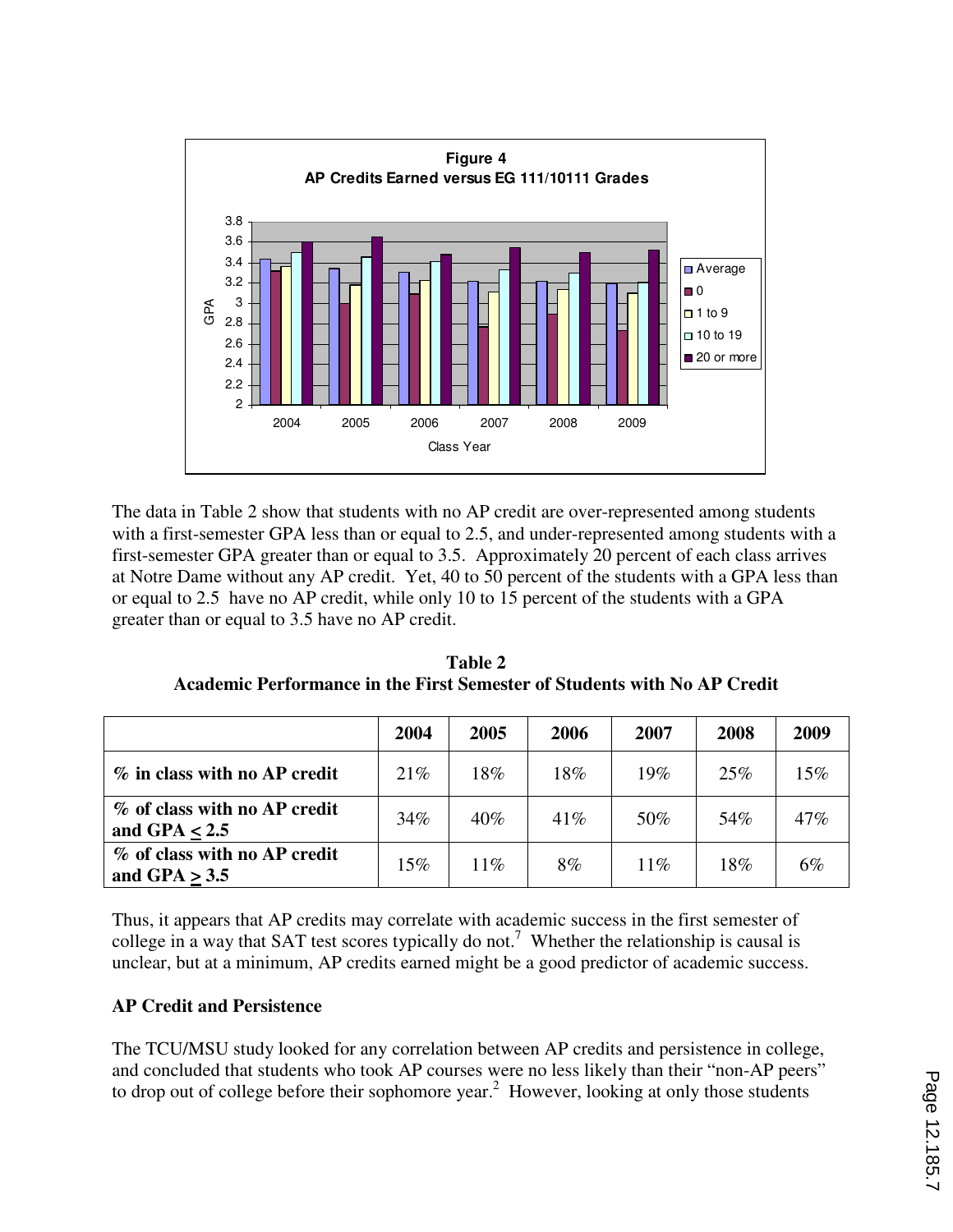**Figure 4**
**AP Credits Earned versus EG 111/10111 Grades**

The data in Table 2 show that students with no AP credit are over-represented among students with a first-semester GPA less than or equal to 2.5, and under-represented among students with a first-semester GPA greater than or equal to 3.5. Approximately 20 percent of each class arrives at Notre Dame without any AP credit. Yet, 40 to 50 percent of the students with a GPA less than or equal to 2.5 have no AP credit, while only 10 to 15 percent of the students with a GPA greater than or equal to 3.5 have no AP credit.

**Table 2**
**Academic Performance in the First Semester of Students with No AP Credit**

| | 2004 | 2005 | 2006 | 2007 | 2008 | 2009 |
|---|---|---|---|---|---|---|
| **% in class with no AP credit** | 21% | 18% | 18% | 19% | 25% | 15% |
| **% of class with no AP credit and GPA $\leq$ 2.5** | 34% | 40% | 41% | 50% | 54% | 47% |
| **% of class with no AP credit and GPA $\geq$ 3.5** | 15% | 11% | 8% | 11% | 18% | 6% |

Thus, it appears that AP credits may correlate with academic success in the first semester of college in a way that SAT test scores typically do not.[7] Whether the relationship is causal is unclear, but at a minimum, AP credits earned might be a good predictor of academic success.

**AP Credit and Persistence**

The TCU/MSU study looked for any correlation between AP credits and persistence in college, and concluded that students who took AP courses were no less likely than their "non-AP peers" to drop out of college before their sophomore year.[2] However, looking at only those students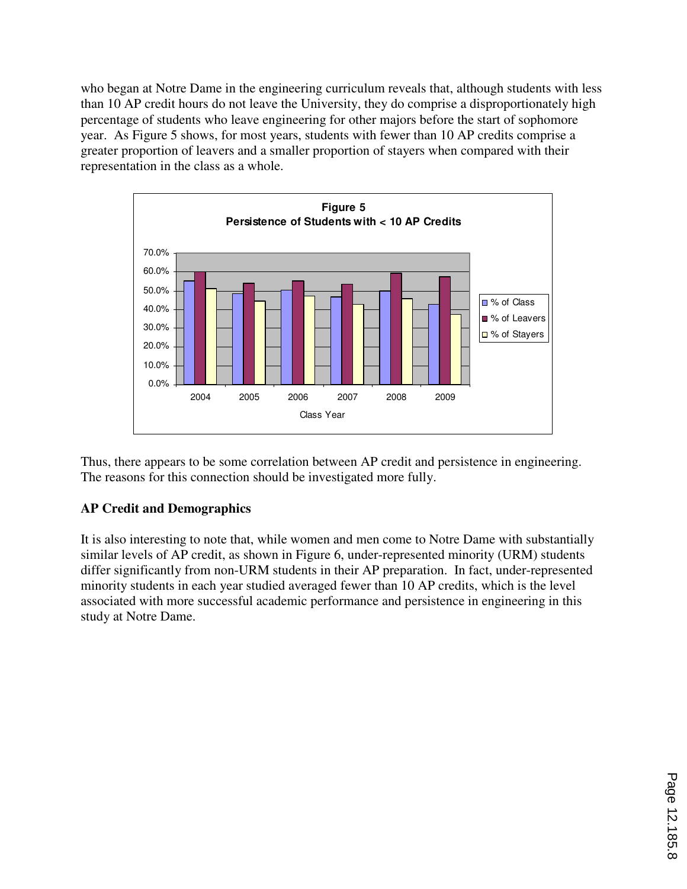who began at Notre Dame in the engineering curriculum reveals that, although students with less than 10 AP credit hours do not leave the University, they do comprise a disproportionately high percentage of students who leave engineering for other majors before the start of sophomore year. As Figure 5 shows, for most years, students with fewer than 10 AP credits comprise a greater proportion of leavers and a smaller proportion of stayers when compared with their representation in the class as a whole.

**Figure 5**
**Persistence of Students with < 10 AP Credits**

Thus, there appears to be some correlation between AP credit and persistence in engineering. The reasons for this connection should be investigated more fully.

**AP Credit and Demographics**

It is also interesting to note that, while women and men come to Notre Dame with substantially similar levels of AP credit, as shown in Figure 6, under-represented minority (URM) students differ significantly from non-URM students in their AP preparation. In fact, under-represented minority students in each year studied averaged fewer than 10 AP credits, which is the level associated with more successful academic performance and persistence in engineering in this study at Notre Dame.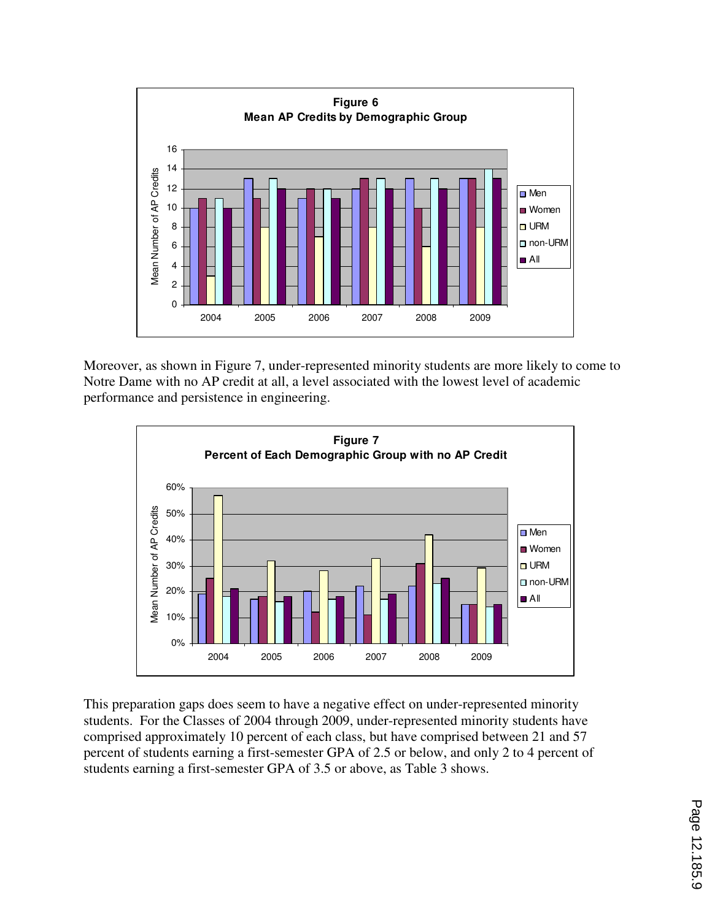**Figure 6**
**Mean AP Credits by Demographic Group**

| Year | Men | Women | URM | non-URM | All |
|---|---|---|---|---|---|
| 2004 | 10 | 11 | 3 | 11 | 10 |
| 2005 | 13 | 11 | 8 | 13 | 12 |
| 2006 | 11 | 12 | 7 | 12 | 11 |
| 2007 | 12 | 13 | 8 | 13 | 12 |
| 2008 | 13 | 10 | 6 | 13 | 12 |
| 2009 | 13 | 13 | 8 | 14 | 13 |

Moreover, as shown in Figure 7, under-represented minority students are more likely to come to Notre Dame with no AP credit at all, a level associated with the lowest level of academic performance and persistence in engineering.

**Figure 7**
**Percent of Each Demographic Group with no AP Credit**

| Year | Men | Women | URM | non-URM | All |
|---|---|---|---|---|---|
| 2004 | 19% | 25% | 57% | 18% | 21% |
| 2005 | 17% | 18% | 32% | 16% | 18% |
| 2006 | 20% | 12% | 28% | 17% | 18% |
| 2007 | 22% | 11% | 33% | 17% | 19% |
| 2008 | 22% | 31% | 42% | 23% | 25% |
| 2009 | 15% | 15% | 29% | 14% | 15% |

This preparation gaps does seem to have a negative effect on under-represented minority students. For the Classes of 2004 through 2009, under-represented minority students have comprised approximately 10 percent of each class, but have comprised between 21 and 57 percent of students earning a first-semester GPA of 2.5 or below, and only 2 to 4 percent of students earning a first-semester GPA of 3.5 or above, as Table 3 shows.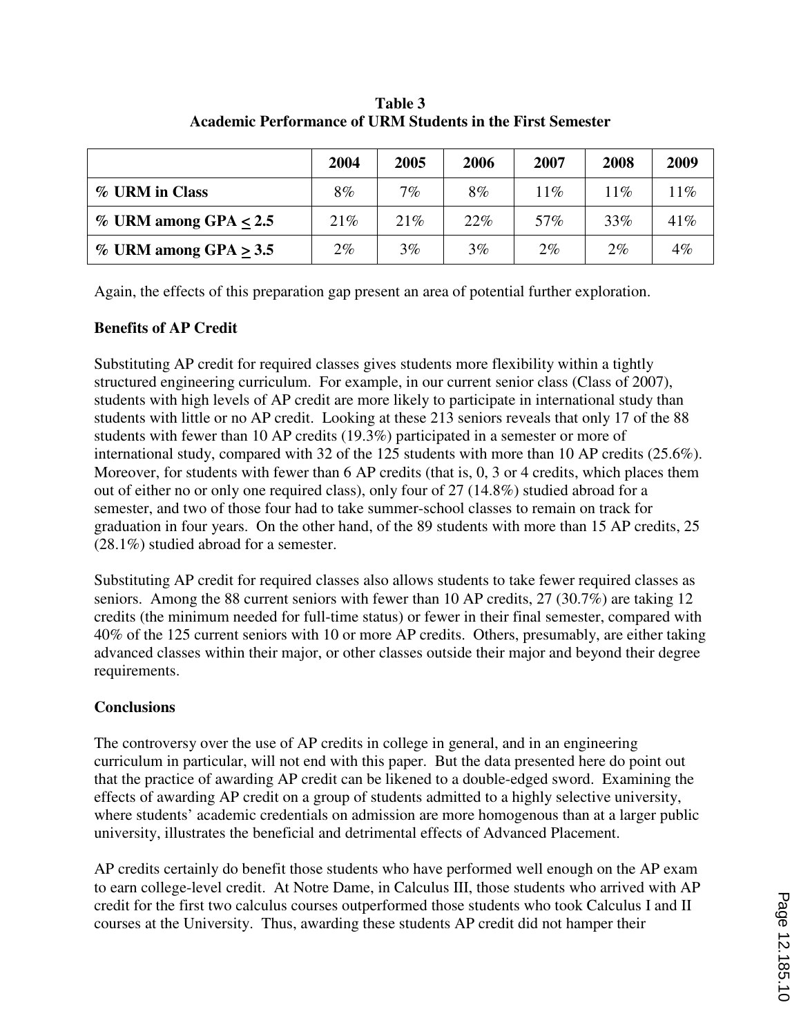**Table 3**
**Academic Performance of URM Students in the First Semester**

| | 2004 | 2005 | 2006 | 2007 | 2008 | 2009 |
|---|---|---|---|---|---|---|
| **% URM in Class** | 8% | 7% | 8% | 11% | 11% | 11% |
| **% URM among GPA $\leq$ 2.5** | 21% | 21% | 22% | 57% | 33% | 41% |
| **% URM among GPA $\geq$ 3.5** | 2% | 3% | 3% | 2% | 2% | 4% |

Again, the effects of this preparation gap present an area of potential further exploration.

**Benefits of AP Credit**

Substituting AP credit for required classes gives students more flexibility within a tightly structured engineering curriculum. For example, in our current senior class (Class of 2007), students with high levels of AP credit are more likely to participate in international study than students with little or no AP credit. Looking at these 213 seniors reveals that only 17 of the 88 students with fewer than 10 AP credits (19.3%) participated in a semester or more of international study, compared with 32 of the 125 students with more than 10 AP credits (25.6%). Moreover, for students with fewer than 6 AP credits (that is, 0, 3 or 4 credits, which places them out of either no or only one required class), only four of 27 (14.8%) studied abroad for a semester, and two of those four had to take summer-school classes to remain on track for graduation in four years. On the other hand, of the 89 students with more than 15 AP credits, 25 (28.1%) studied abroad for a semester.

Substituting AP credit for required classes also allows students to take fewer required classes as seniors. Among the 88 current seniors with fewer than 10 AP credits, 27 (30.7%) are taking 12 credits (the minimum needed for full-time status) or fewer in their final semester, compared with 40% of the 125 current seniors with 10 or more AP credits. Others, presumably, are either taking advanced classes within their major, or other classes outside their major and beyond their degree requirements.

**Conclusions**

The controversy over the use of AP credits in college in general, and in an engineering curriculum in particular, will not end with this paper. But the data presented here do point out that the practice of awarding AP credit can be likened to a double-edged sword. Examining the effects of awarding AP credit on a group of students admitted to a highly selective university, where students' academic credentials on admission are more homogenous than at a larger public university, illustrates the beneficial and detrimental effects of Advanced Placement.

AP credits certainly do benefit those students who have performed well enough on the AP exam to earn college-level credit. At Notre Dame, in Calculus III, those students who arrived with AP credit for the first two calculus courses outperformed those students who took Calculus I and II courses at the University. Thus, awarding these students AP credit did not hamper their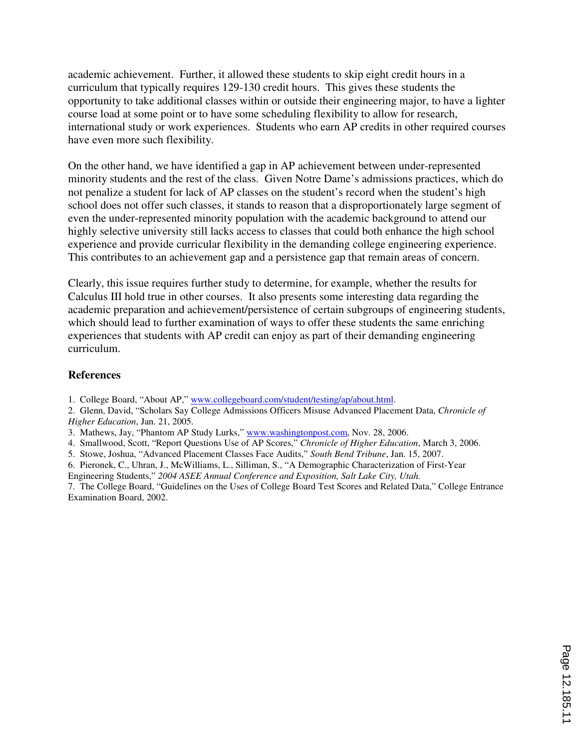academic achievement. Further, it allowed these students to skip eight credit hours in a curriculum that typically requires 129-130 credit hours. This gives these students the opportunity to take additional classes within or outside their engineering major, to have a lighter course load at some point or to have some scheduling flexibility to allow for research, international study or work experiences. Students who earn AP credits in other required courses have even more such flexibility.

On the other hand, we have identified a gap in AP achievement between under-represented minority students and the rest of the class. Given Notre Dame's admissions practices, which do not penalize a student for lack of AP classes on the student's record when the student's high school does not offer such classes, it stands to reason that a disproportionately large segment of even the under-represented minority population with the academic background to attend our highly selective university still lacks access to classes that could both enhance the high school experience and provide curricular flexibility in the demanding college engineering experience. This contributes to an achievement gap and a persistence gap that remain areas of concern.

Clearly, this issue requires further study to determine, for example, whether the results for Calculus III hold true in other courses. It also presents some interesting data regarding the academic preparation and achievement/persistence of certain subgroups of engineering students, which should lead to further examination of ways to offer these students the same enriching experiences that students with AP credit can enjoy as part of their demanding engineering curriculum.

## References

1. College Board, "About AP," www.collegeboard.com/student/testing/ap/about.html.
2. Glenn, David, "Scholars Say College Admissions Officers Misuse Advanced Placement Data, *Chronicle of Higher Education*, Jan. 21, 2005.
3. Mathews, Jay, "Phantom AP Study Lurks," www.washingtonpost.com, Nov. 28, 2006.
4. Smallwood, Scott, "Report Questions Use of AP Scores," *Chronicle of Higher Education*, March 3, 2006.
5. Stowe, Joshua, "Advanced Placement Classes Face Audits," *South Bend Tribune*, Jan. 15, 2007.
6. Pieronek, C., Uhran, J., McWilliams, L., Silliman, S., "A Demographic Characterization of First-Year Engineering Students," *2004 ASEE Annual Conference and Exposition, Salt Lake City, Utah.*
7. The College Board, "Guidelines on the Uses of College Board Test Scores and Related Data," College Entrance Examination Board, 2002.